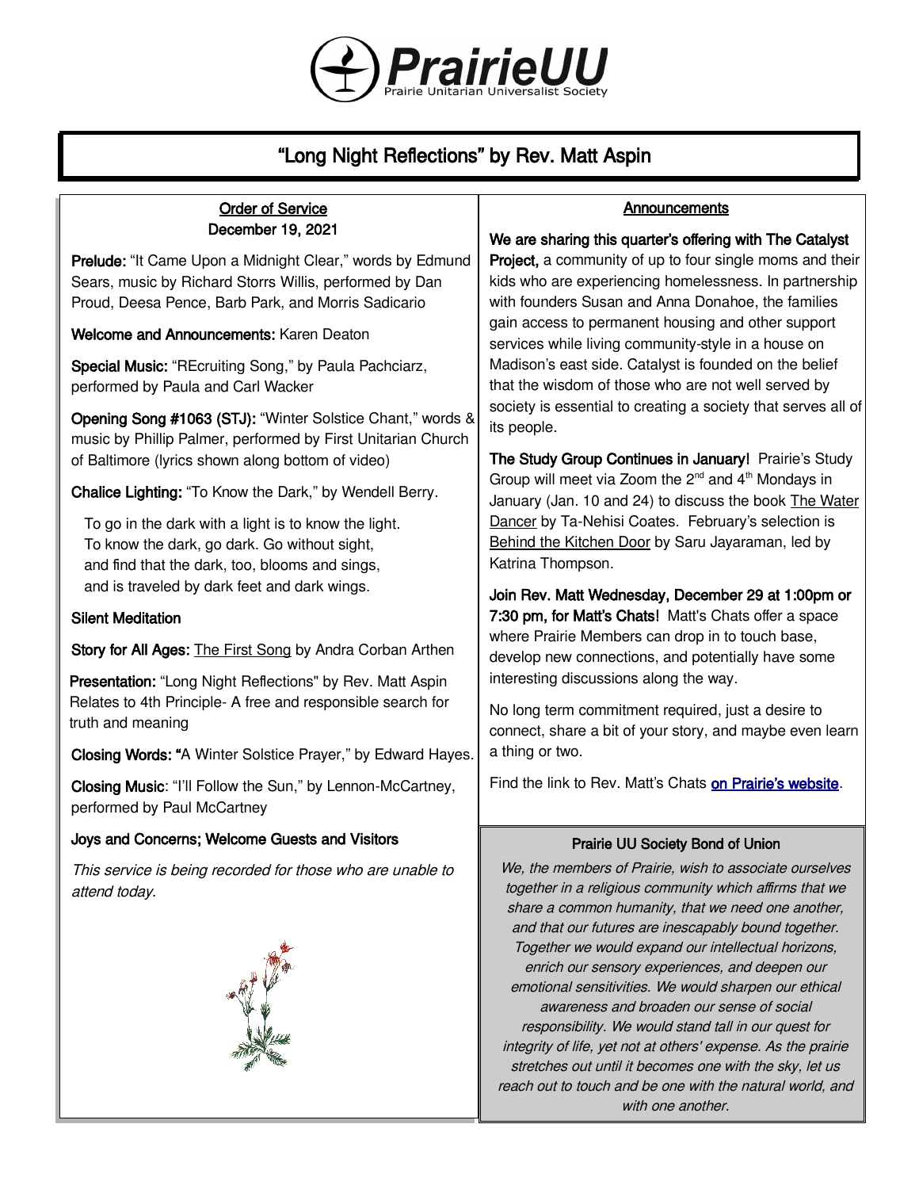# PrairieUU

Prairie Unitarian Universalist Society

## "Long Night Reflections" by Rev. Matt Aspin

### Order of Service
December 19, 2021

**Prelude:** "It Came Upon a Midnight Clear," words by Edmund Sears, music by Richard Storrs Willis, performed by Dan Proud, Deesa Pence, Barb Park, and Morris Sadicario

**Welcome and Announcements:** Karen Deaton

**Special Music:** "REcruiting Song," by Paula Pachciarz, performed by Paula and Carl Wacker

**Opening Song #1063 (STJ):** "Winter Solstice Chant," words & music by Phillip Palmer, performed by First Unitarian Church of Baltimore (lyrics shown along bottom of video)

**Chalice Lighting:** "To Know the Dark," by Wendell Berry.

To go in the dark with a light is to know the light.
To know the dark, go dark. Go without sight,
and find that the dark, too, blooms and sings,
and is traveled by dark feet and dark wings.

**Silent Meditation**

**Story for All Ages:** The First Song by Andra Corban Arthen

**Presentation:** "Long Night Reflections" by Rev. Matt Aspin
Relates to 4th Principle- A free and responsible search for truth and meaning

**Closing Words:** "A Winter Solstice Prayer," by Edward Hayes.

**Closing Music**: "I'll Follow the Sun," by Lennon-McCartney, performed by Paul McCartney

**Joys and Concerns; Welcome Guests and Visitors**

*This service is being recorded for those who are unable to attend today.*

### Announcements

**We are sharing this quarter's offering with The Catalyst Project,** a community of up to four single moms and their kids who are experiencing homelessness. In partnership with founders Susan and Anna Donahoe, the families gain access to permanent housing and other support services while living community-style in a house on Madison's east side. Catalyst is founded on the belief that the wisdom of those who are not well served by society is essential to creating a society that serves all of its people.

**The Study Group Continues in January!** Prairie's Study Group will meet via Zoom the 2nd and 4th Mondays in January (Jan. 10 and 24) to discuss the book The Water Dancer by Ta-Nehisi Coates. February's selection is Behind the Kitchen Door by Saru Jayaraman, led by Katrina Thompson.

**Join Rev. Matt Wednesday, December 29 at 1:00pm or 7:30 pm, for Matt's Chats!** Matt's Chats offer a space where Prairie Members can drop in to touch base, develop new connections, and potentially have some interesting discussions along the way.

No long term commitment required, just a desire to connect, share a bit of your story, and maybe even learn a thing or two.

Find the link to Rev. Matt's Chats on Prairie's website.

### Prairie UU Society Bond of Union

*We, the members of Prairie, wish to associate ourselves together in a religious community which affirms that we share a common humanity, that we need one another, and that our futures are inescapably bound together. Together we would expand our intellectual horizons, enrich our sensory experiences, and deepen our emotional sensitivities. We would sharpen our ethical awareness and broaden our sense of social responsibility. We would stand tall in our quest for integrity of life, yet not at others' expense. As the prairie stretches out until it becomes one with the sky, let us reach out to touch and be one with the natural world, and with one another.*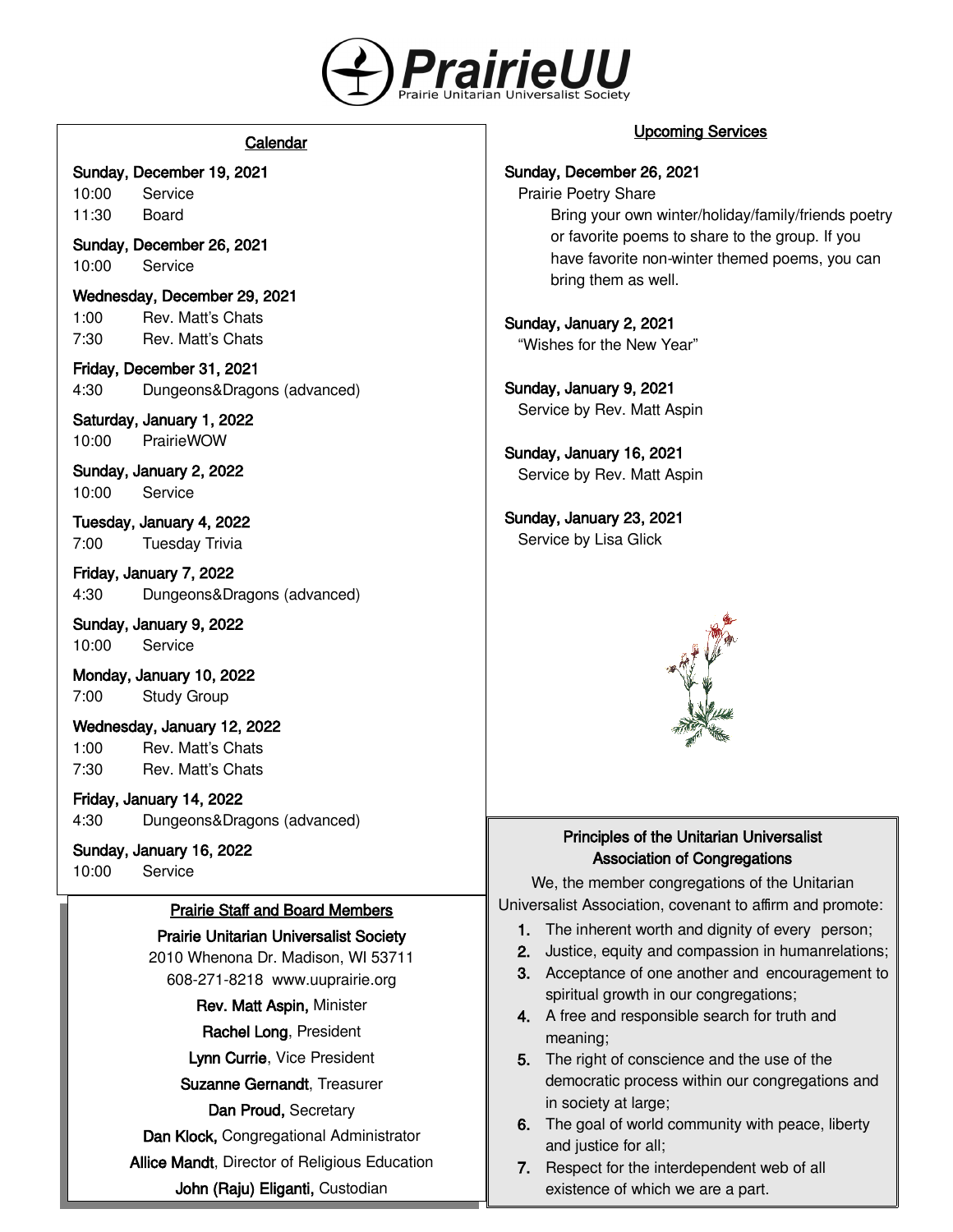# PrairieUU

Prairie Unitarian Universalist Society

## Calendar

**Sunday, December 19, 2021**
10:00 Service
11:30 Board

**Sunday, December 26, 2021**
10:00 Service

**Wednesday, December 29, 2021**
1:00 Rev. Matt's Chats
7:30 Rev. Matt's Chats

**Friday, December 31, 2021**
4:30 Dungeons&Dragons (advanced)

**Saturday, January 1, 2022**
10:00 PrairieWOW

**Sunday, January 2, 2022**
10:00 Service

**Tuesday, January 4, 2022**
7:00 Tuesday Trivia

**Friday, January 7, 2022**
4:30 Dungeons&Dragons (advanced)

**Sunday, January 9, 2022**
10:00 Service

**Monday, January 10, 2022**
7:00 Study Group

**Wednesday, January 12, 2022**
1:00 Rev. Matt's Chats
7:30 Rev. Matt's Chats

**Friday, January 14, 2022**
4:30 Dungeons&Dragons (advanced)

**Sunday, January 16, 2022**
10:00 Service

## Prairie Staff and Board Members

**Prairie Unitarian Universalist Society**
2010 Whenona Dr. Madison, WI 53711
608-271-8218 www.uuprairie.org

**Rev. Matt Aspin,** Minister
**Rachel Long**, President
**Lynn Currie**, Vice President
**Suzanne Gernandt**, Treasurer
**Dan Proud,** Secretary
**Dan Klock,** Congregational Administrator
**Allice Mandt**, Director of Religious Education
**John (Raju) Eliganti,** Custodian

## Upcoming Services

**Sunday, December 26, 2021**
Prairie Poetry Share
Bring your own winter/holiday/family/friends poetry or favorite poems to share to the group. If you have favorite non-winter themed poems, you can bring them as well.

**Sunday, January 2, 2021**
"Wishes for the New Year"

**Sunday, January 9, 2021**
Service by Rev. Matt Aspin

**Sunday, January 16, 2021**
Service by Rev. Matt Aspin

**Sunday, January 23, 2021**
Service by Lisa Glick

## Principles of the Unitarian Universalist Association of Congregations

We, the member congregations of the Unitarian Universalist Association, covenant to affirm and promote:

1. The inherent worth and dignity of every person;
2. Justice, equity and compassion in humanrelations;
3. Acceptance of one another and encouragement to spiritual growth in our congregations;
4. A free and responsible search for truth and meaning;
5. The right of conscience and the use of the democratic process within our congregations and in society at large;
6. The goal of world community with peace, liberty and justice for all;
7. Respect for the interdependent web of all existence of which we are a part.